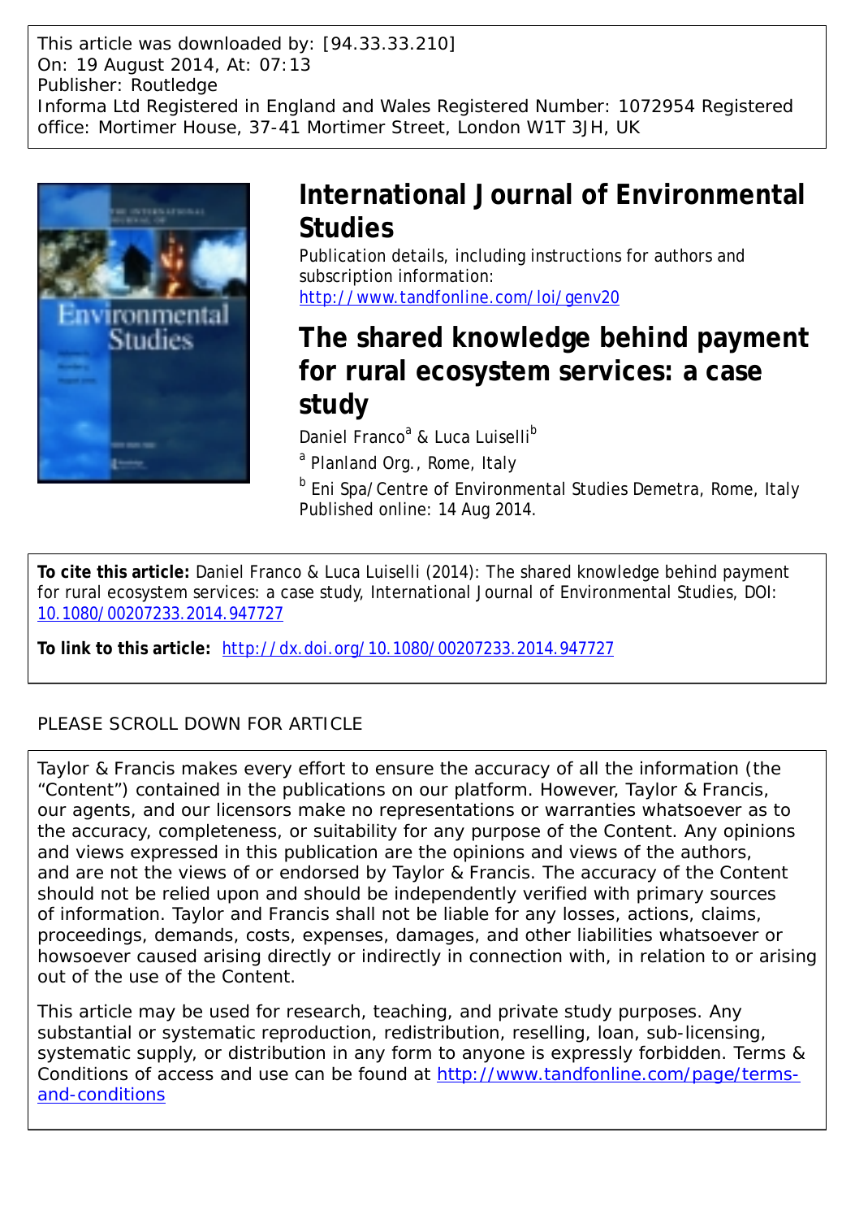This article was downloaded by: [94.33.33.210]
On: 19 August 2014, At: 07:13
Publisher: Routledge
Informa Ltd Registered in England and Wales Registered Number: 1072954 Registered office: Mortimer House, 37-41 Mortimer Street, London W1T 3JH, UK

# International Journal of Environmental Studies

Publication details, including instructions for authors and subscription information:
http://www.tandfonline.com/loi/genv20

# The shared knowledge behind payment for rural ecosystem services: a case study

Daniel Franco[a] & Luca Luiselli[b]

[a] Planland Org., Rome, Italy

[b] Eni Spa/Centre of Environmental Studies Demetra, Rome, Italy

Published online: 14 Aug 2014.

**To cite this article:** Daniel Franco & Luca Luiselli (2014): The shared knowledge behind payment for rural ecosystem services: a case study, International Journal of Environmental Studies, DOI: 10.1080/00207233.2014.947727

**To link to this article:** http://dx.doi.org/10.1080/00207233.2014.947727

PLEASE SCROLL DOWN FOR ARTICLE

Taylor & Francis makes every effort to ensure the accuracy of all the information (the "Content") contained in the publications on our platform. However, Taylor & Francis, our agents, and our licensors make no representations or warranties whatsoever as to the accuracy, completeness, or suitability for any purpose of the Content. Any opinions and views expressed in this publication are the opinions and views of the authors, and are not the views of or endorsed by Taylor & Francis. The accuracy of the Content should not be relied upon and should be independently verified with primary sources of information. Taylor and Francis shall not be liable for any losses, actions, claims, proceedings, demands, costs, expenses, damages, and other liabilities whatsoever or howsoever caused arising directly or indirectly in connection with, in relation to or arising out of the use of the Content.

This article may be used for research, teaching, and private study purposes. Any substantial or systematic reproduction, redistribution, reselling, loan, sub-licensing, systematic supply, or distribution in any form to anyone is expressly forbidden. Terms & Conditions of access and use can be found at http://www.tandfonline.com/page/terms-and-conditions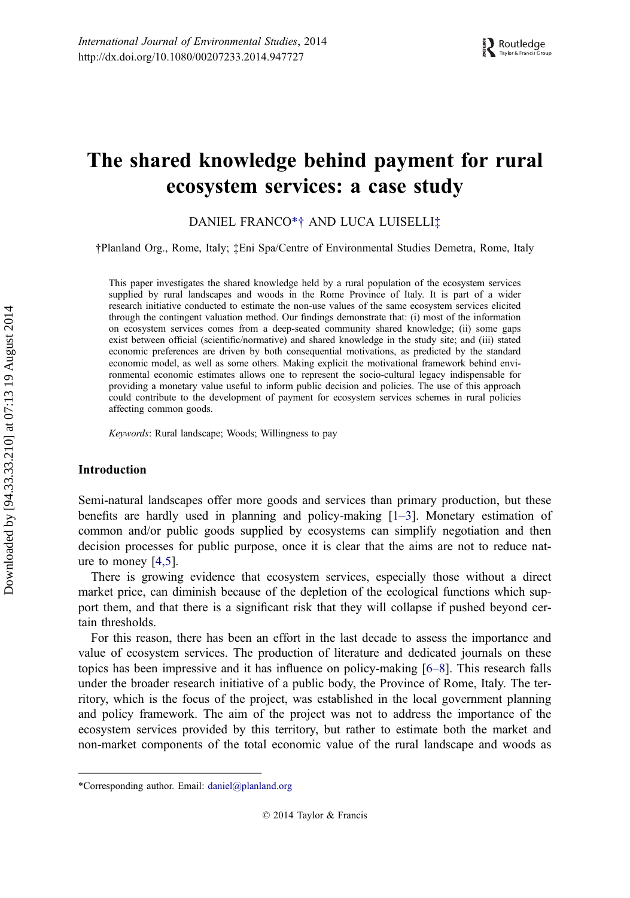International Journal of Environmental Studies, 2014
http://dx.doi.org/10.1080/00207233.2014.947727

# The shared knowledge behind payment for rural ecosystem services: a case study

DANIEL FRANCO*† AND LUCA LUISELLI‡

†Planland Org., Rome, Italy; ‡Eni Spa/Centre of Environmental Studies Demetra, Rome, Italy

This paper investigates the shared knowledge held by a rural population of the ecosystem services supplied by rural landscapes and woods in the Rome Province of Italy. It is part of a wider research initiative conducted to estimate the non-use values of the same ecosystem services elicited through the contingent valuation method. Our findings demonstrate that: (i) most of the information on ecosystem services comes from a deep-seated community shared knowledge; (ii) some gaps exist between official (scientific/normative) and shared knowledge in the study site; and (iii) stated economic preferences are driven by both consequential motivations, as predicted by the standard economic model, as well as some others. Making explicit the motivational framework behind environmental economic estimates allows one to represent the socio-cultural legacy indispensable for providing a monetary value useful to inform public decision and policies. The use of this approach could contribute to the development of payment for ecosystem services schemes in rural policies affecting common goods.

*Keywords*: Rural landscape; Woods; Willingness to pay

## Introduction

Semi-natural landscapes offer more goods and services than primary production, but these benefits are hardly used in planning and policy-making [1–3]. Monetary estimation of common and/or public goods supplied by ecosystems can simplify negotiation and then decision processes for public purpose, once it is clear that the aims are not to reduce nature to money [4,5].

There is growing evidence that ecosystem services, especially those without a direct market price, can diminish because of the depletion of the ecological functions which support them, and that there is a significant risk that they will collapse if pushed beyond certain thresholds.

For this reason, there has been an effort in the last decade to assess the importance and value of ecosystem services. The production of literature and dedicated journals on these topics has been impressive and it has influence on policy-making [6–8]. This research falls under the broader research initiative of a public body, the Province of Rome, Italy. The territory, which is the focus of the project, was established in the local government planning and policy framework. The aim of the project was not to address the importance of the ecosystem services provided by this territory, but rather to estimate both the market and non-market components of the total economic value of the rural landscape and woods as

*Corresponding author. Email: daniel@planland.org

© 2014 Taylor & Francis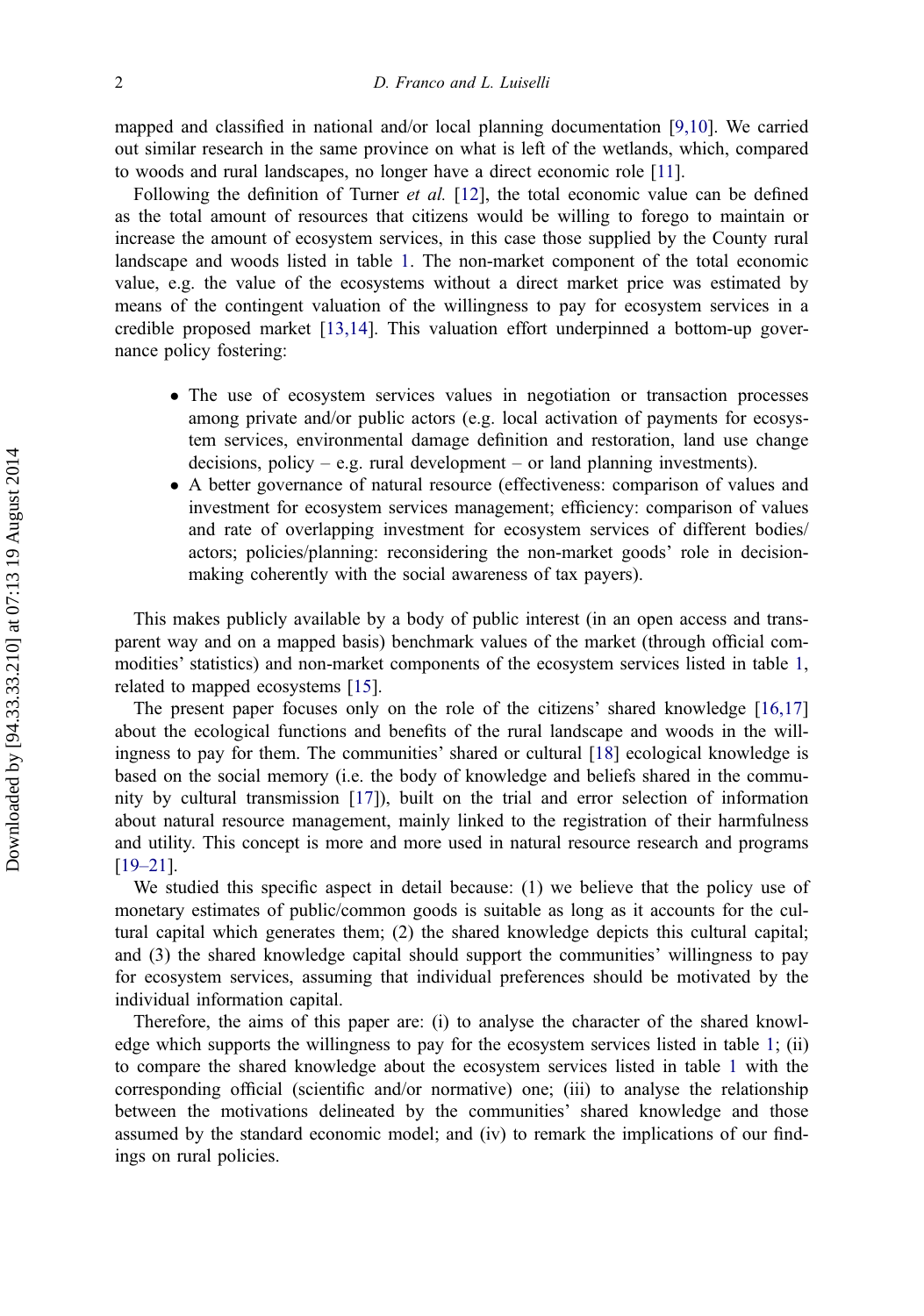mapped and classified in national and/or local planning documentation [9,10]. We carried out similar research in the same province on what is left of the wetlands, which, compared to woods and rural landscapes, no longer have a direct economic role [11].

Following the definition of Turner *et al.* [12], the total economic value can be defined as the total amount of resources that citizens would be willing to forego to maintain or increase the amount of ecosystem services, in this case those supplied by the County rural landscape and woods listed in table 1. The non-market component of the total economic value, e.g. the value of the ecosystems without a direct market price was estimated by means of the contingent valuation of the willingness to pay for ecosystem services in a credible proposed market [13,14]. This valuation effort underpinned a bottom-up governance policy fostering:

- The use of ecosystem services values in negotiation or transaction processes among private and/or public actors (e.g. local activation of payments for ecosystem services, environmental damage definition and restoration, land use change decisions, policy – e.g. rural development – or land planning investments).
- A better governance of natural resource (effectiveness: comparison of values and investment for ecosystem services management; efficiency: comparison of values and rate of overlapping investment for ecosystem services of different bodies/actors; policies/planning: reconsidering the non-market goods' role in decision-making coherently with the social awareness of tax payers).

This makes publicly available by a body of public interest (in an open access and transparent way and on a mapped basis) benchmark values of the market (through official commodities' statistics) and non-market components of the ecosystem services listed in table 1, related to mapped ecosystems [15].

The present paper focuses only on the role of the citizens' shared knowledge [16,17] about the ecological functions and benefits of the rural landscape and woods in the willingness to pay for them. The communities' shared or cultural [18] ecological knowledge is based on the social memory (i.e. the body of knowledge and beliefs shared in the community by cultural transmission [17]), built on the trial and error selection of information about natural resource management, mainly linked to the registration of their harmfulness and utility. This concept is more and more used in natural resource research and programs [19–21].

We studied this specific aspect in detail because: (1) we believe that the policy use of monetary estimates of public/common goods is suitable as long as it accounts for the cultural capital which generates them; (2) the shared knowledge depicts this cultural capital; and (3) the shared knowledge capital should support the communities' willingness to pay for ecosystem services, assuming that individual preferences should be motivated by the individual information capital.

Therefore, the aims of this paper are: (i) to analyse the character of the shared knowledge which supports the willingness to pay for the ecosystem services listed in table 1; (ii) to compare the shared knowledge about the ecosystem services listed in table 1 with the corresponding official (scientific and/or normative) one; (iii) to analyse the relationship between the motivations delineated by the communities' shared knowledge and those assumed by the standard economic model; and (iv) to remark the implications of our findings on rural policies.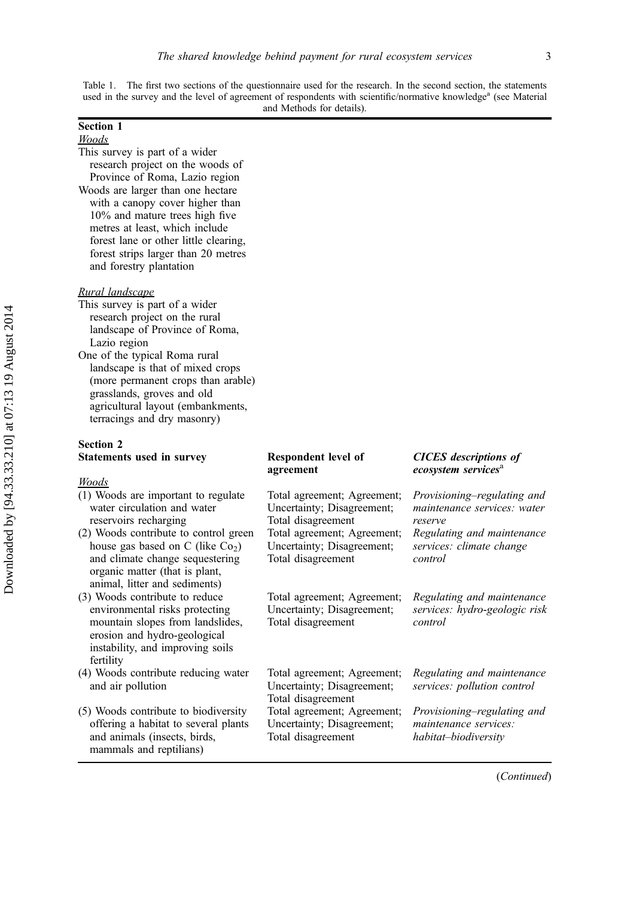Table 1. The first two sections of the questionnaire used for the research. In the second section, the statements used in the survey and the level of agreement of respondents with scientific/normative knowledge[a] (see Material and Methods for details).

**Section 1**

*Woods*

This survey is part of a wider research project on the woods of Province of Roma, Lazio region

Woods are larger than one hectare with a canopy cover higher than 10% and mature trees high five metres at least, which include forest lane or other little clearing, forest strips larger than 20 metres and forestry plantation

*Rural landscape*

This survey is part of a wider research project on the rural landscape of Province of Roma, Lazio region

One of the typical Roma rural landscape is that of mixed crops (more permanent crops than arable) grasslands, groves and old agricultural layout (embankments, terracings and dry masonry)

**Section 2**

| **Statements used in survey** | **Respondent level of agreement** | ***CICES descriptions of ecosystem services***[a] |
|---|---|---|
| *Woods* | | |
| (1) Woods are important to regulate water circulation and water reservoirs recharging | Total agreement; Agreement; Uncertainty; Disagreement; Total disagreement | *Provisioning–regulating and maintenance services: water reserve* |
| (2) Woods contribute to control green house gas based on C (like $Co_2$) and climate change sequestering organic matter (that is plant, animal, litter and sediments) | Total agreement; Agreement; Uncertainty; Disagreement; Total disagreement | *Regulating and maintenance services: climate change control* |
| (3) Woods contribute to reduce environmental risks protecting mountain slopes from landslides, erosion and hydro-geological instability, and improving soils fertility | Total agreement; Agreement; Uncertainty; Disagreement; Total disagreement | *Regulating and maintenance services: hydro-geologic risk control* |
| (4) Woods contribute reducing water and air pollution | Total agreement; Agreement; Uncertainty; Disagreement; Total disagreement | *Regulating and maintenance services: pollution control* |
| (5) Woods contribute to biodiversity offering a habitat to several plants and animals (insects, birds, mammals and reptilians) | Total agreement; Agreement; Uncertainty; Disagreement; Total disagreement | *Provisioning–regulating and maintenance services: habitat–biodiversity* |

(*Continued*)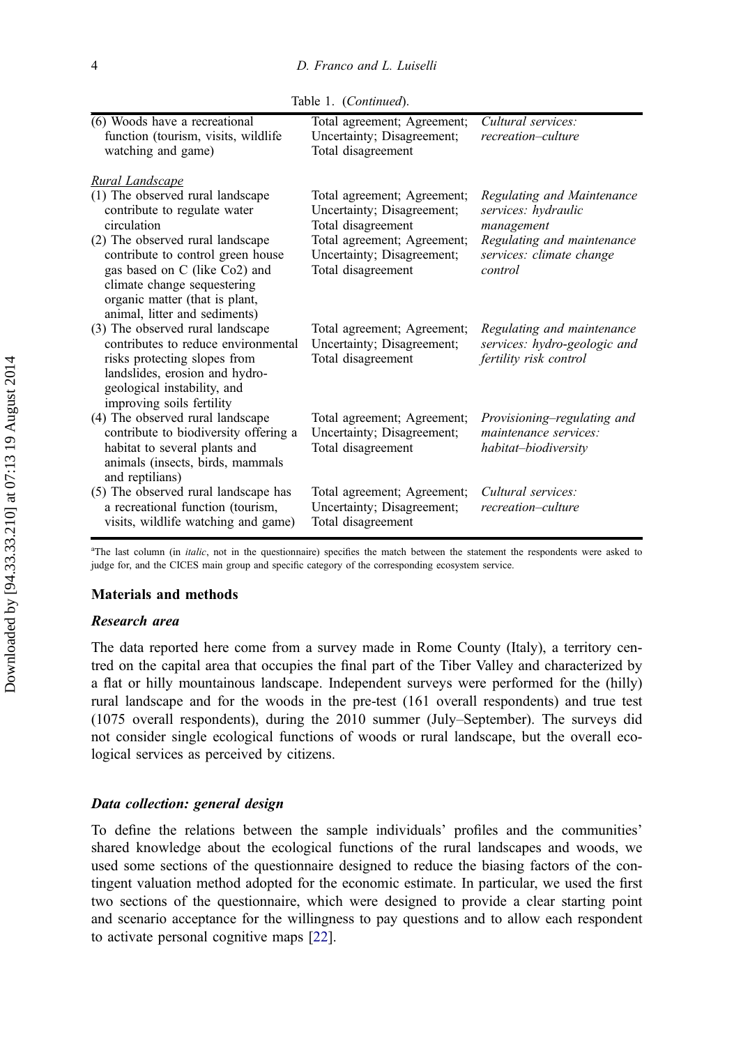Table 1. (*Continued*).

| | | |
|---|---|---|
| (6) Woods have a recreational function (tourism, visits, wildlife watching and game) | Total agreement; Agreement; Uncertainty; Disagreement; Total disagreement | *Cultural services: recreation–culture* |
| <u>*Rural Landscape*</u> | | |
| (1) The observed rural landscape contribute to regulate water circulation | Total agreement; Agreement; Uncertainty; Disagreement; Total disagreement | *Regulating and Maintenance services: hydraulic management* |
| (2) The observed rural landscape contribute to control green house gas based on C (like Co2) and climate change sequestering organic matter (that is plant, animal, litter and sediments) | Total agreement; Agreement; Uncertainty; Disagreement; Total disagreement | *Regulating and maintenance services: climate change control* |
| (3) The observed rural landscape contributes to reduce environmental risks protecting slopes from landslides, erosion and hydro-geological instability, and improving soils fertility | Total agreement; Agreement; Uncertainty; Disagreement; Total disagreement | *Regulating and maintenance services: hydro-geologic and fertility risk control* |
| (4) The observed rural landscape contribute to biodiversity offering a habitat to several plants and animals (insects, birds, mammals and reptilians) | Total agreement; Agreement; Uncertainty; Disagreement; Total disagreement | *Provisioning–regulating and maintenance services: habitat–biodiversity* |
| (5) The observed rural landscape has a recreational function (tourism, visits, wildlife watching and game) | Total agreement; Agreement; Uncertainty; Disagreement; Total disagreement | *Cultural services: recreation–culture* |

[a]The last column (in *italic*, not in the questionnaire) specifies the match between the statement the respondents were asked to judge for, and the CICES main group and specific category of the corresponding ecosystem service.

## Materials and methods

### Research area

The data reported here come from a survey made in Rome County (Italy), a territory centred on the capital area that occupies the final part of the Tiber Valley and characterized by a flat or hilly mountainous landscape. Independent surveys were performed for the (hilly) rural landscape and for the woods in the pre-test (161 overall respondents) and true test (1075 overall respondents), during the 2010 summer (July–September). The surveys did not consider single ecological functions of woods or rural landscape, but the overall ecological services as perceived by citizens.

### Data collection: general design

To define the relations between the sample individuals' profiles and the communities' shared knowledge about the ecological functions of the rural landscapes and woods, we used some sections of the questionnaire designed to reduce the biasing factors of the contingent valuation method adopted for the economic estimate. In particular, we used the first two sections of the questionnaire, which were designed to provide a clear starting point and scenario acceptance for the willingness to pay questions and to allow each respondent to activate personal cognitive maps [22].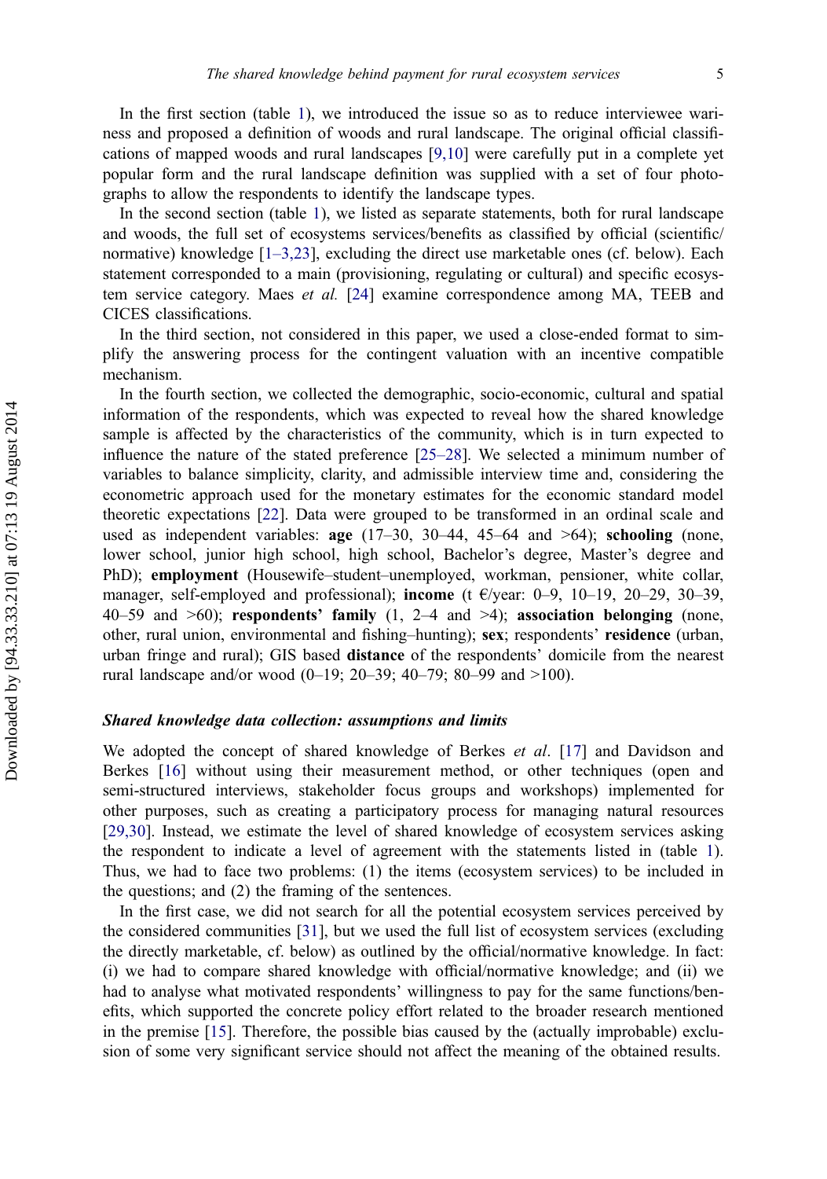In the first section (table 1), we introduced the issue so as to reduce interviewee wariness and proposed a definition of woods and rural landscape. The original official classifications of mapped woods and rural landscapes [9,10] were carefully put in a complete yet popular form and the rural landscape definition was supplied with a set of four photographs to allow the respondents to identify the landscape types.

In the second section (table 1), we listed as separate statements, both for rural landscape and woods, the full set of ecosystems services/benefits as classified by official (scientific/normative) knowledge [1–3,23], excluding the direct use marketable ones (cf. below). Each statement corresponded to a main (provisioning, regulating or cultural) and specific ecosystem service category. Maes *et al.* [24] examine correspondence among MA, TEEB and CICES classifications.

In the third section, not considered in this paper, we used a close-ended format to simplify the answering process for the contingent valuation with an incentive compatible mechanism.

In the fourth section, we collected the demographic, socio-economic, cultural and spatial information of the respondents, which was expected to reveal how the shared knowledge sample is affected by the characteristics of the community, which is in turn expected to influence the nature of the stated preference [25–28]. We selected a minimum number of variables to balance simplicity, clarity, and admissible interview time and, considering the econometric approach used for the monetary estimates for the economic standard model theoretic expectations [22]. Data were grouped to be transformed in an ordinal scale and used as independent variables: **age** (17–30, 30–44, 45–64 and >64); **schooling** (none, lower school, junior high school, high school, Bachelor's degree, Master's degree and PhD); **employment** (Housewife–student–unemployed, workman, pensioner, white collar, manager, self-employed and professional); **income** (t €/year: 0–9, 10–19, 20–29, 30–39, 40–59 and >60); **respondents' family** (1, 2–4 and >4); **association belonging** (none, other, rural union, environmental and fishing–hunting); **sex**; respondents' **residence** (urban, urban fringe and rural); GIS based **distance** of the respondents' domicile from the nearest rural landscape and/or wood (0–19; 20–39; 40–79; 80–99 and >100).

### *Shared knowledge data collection: assumptions and limits*

We adopted the concept of shared knowledge of Berkes *et al*. [17] and Davidson and Berkes [16] without using their measurement method, or other techniques (open and semi-structured interviews, stakeholder focus groups and workshops) implemented for other purposes, such as creating a participatory process for managing natural resources [29,30]. Instead, we estimate the level of shared knowledge of ecosystem services asking the respondent to indicate a level of agreement with the statements listed in (table 1). Thus, we had to face two problems: (1) the items (ecosystem services) to be included in the questions; and (2) the framing of the sentences.

In the first case, we did not search for all the potential ecosystem services perceived by the considered communities [31], but we used the full list of ecosystem services (excluding the directly marketable, cf. below) as outlined by the official/normative knowledge. In fact: (i) we had to compare shared knowledge with official/normative knowledge; and (ii) we had to analyse what motivated respondents' willingness to pay for the same functions/benefits, which supported the concrete policy effort related to the broader research mentioned in the premise [15]. Therefore, the possible bias caused by the (actually improbable) exclusion of some very significant service should not affect the meaning of the obtained results.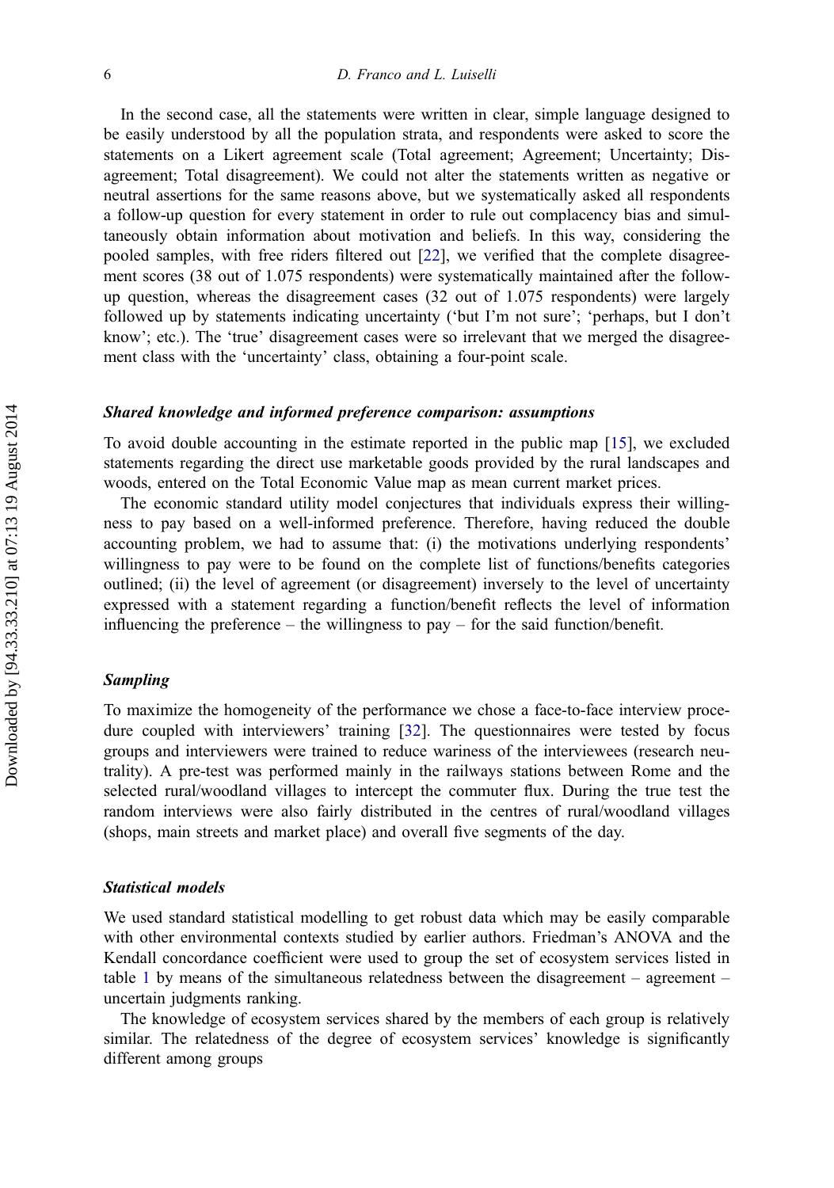In the second case, all the statements were written in clear, simple language designed to be easily understood by all the population strata, and respondents were asked to score the statements on a Likert agreement scale (Total agreement; Agreement; Uncertainty; Disagreement; Total disagreement). We could not alter the statements written as negative or neutral assertions for the same reasons above, but we systematically asked all respondents a follow-up question for every statement in order to rule out complacency bias and simultaneously obtain information about motivation and beliefs. In this way, considering the pooled samples, with free riders filtered out [22], we verified that the complete disagreement scores (38 out of 1.075 respondents) were systematically maintained after the follow-up question, whereas the disagreement cases (32 out of 1.075 respondents) were largely followed up by statements indicating uncertainty ('but I'm not sure'; 'perhaps, but I don't know'; etc.). The 'true' disagreement cases were so irrelevant that we merged the disagreement class with the 'uncertainty' class, obtaining a four-point scale.

### *Shared knowledge and informed preference comparison: assumptions*

To avoid double accounting in the estimate reported in the public map [15], we excluded statements regarding the direct use marketable goods provided by the rural landscapes and woods, entered on the Total Economic Value map as mean current market prices.

The economic standard utility model conjectures that individuals express their willingness to pay based on a well-informed preference. Therefore, having reduced the double accounting problem, we had to assume that: (i) the motivations underlying respondents' willingness to pay were to be found on the complete list of functions/benefits categories outlined; (ii) the level of agreement (or disagreement) inversely to the level of uncertainty expressed with a statement regarding a function/benefit reflects the level of information influencing the preference – the willingness to pay – for the said function/benefit.

### *Sampling*

To maximize the homogeneity of the performance we chose a face-to-face interview procedure coupled with interviewers' training [32]. The questionnaires were tested by focus groups and interviewers were trained to reduce wariness of the interviewees (research neutrality). A pre-test was performed mainly in the railways stations between Rome and the selected rural/woodland villages to intercept the commuter flux. During the true test the random interviews were also fairly distributed in the centres of rural/woodland villages (shops, main streets and market place) and overall five segments of the day.

### *Statistical models*

We used standard statistical modelling to get robust data which may be easily comparable with other environmental contexts studied by earlier authors. Friedman's ANOVA and the Kendall concordance coefficient were used to group the set of ecosystem services listed in table 1 by means of the simultaneous relatedness between the disagreement – agreement – uncertain judgments ranking.

The knowledge of ecosystem services shared by the members of each group is relatively similar. The relatedness of the degree of ecosystem services' knowledge is significantly different among groups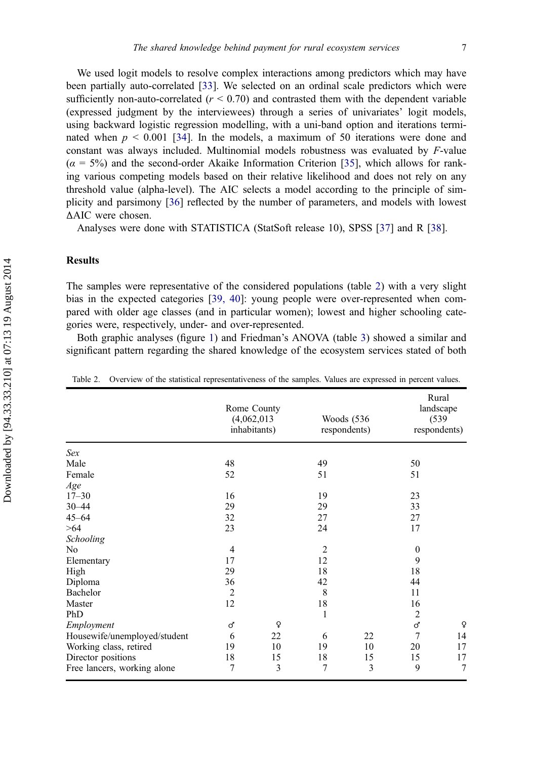We used logit models to resolve complex interactions among predictors which may have been partially auto-correlated [33]. We selected on an ordinal scale predictors which were sufficiently non-auto-correlated ($r < 0.70$) and contrasted them with the dependent variable (expressed judgment by the interviewees) through a series of univariates' logit models, using backward logistic regression modelling, with a uni-band option and iterations terminated when $p < 0.001$ [34]. In the models, a maximum of 50 iterations were done and constant was always included. Multinomial models robustness was evaluated by $F$-value ($\alpha = 5\%$) and the second-order Akaike Information Criterion [35], which allows for ranking various competing models based on their relative likelihood and does not rely on any threshold value (alpha-level). The AIC selects a model according to the principle of simplicity and parsimony [36] reflected by the number of parameters, and models with lowest ΔAIC were chosen.

Analyses were done with STATISTICA (StatSoft release 10), SPSS [37] and R [38].

## Results

The samples were representative of the considered populations (table 2) with a very slight bias in the expected categories [39, 40]: young people were over-represented when compared with older age classes (and in particular women); lowest and higher schooling categories were, respectively, under- and over-represented.

Both graphic analyses (figure 1) and Friedman's ANOVA (table 3) showed a similar and significant pattern regarding the shared knowledge of the ecosystem services stated of both

Table 2. Overview of the statistical representativeness of the samples. Values are expressed in percent values.

| | Rome County (4,062,013 inhabitants) | | Woods (536 respondents) | | Rural landscape (539 respondents) | |
|---|---|---|---|---|---|---|
| *Sex* | | | | | | |
| Male | 48 | | 49 | | 50 | |
| Female | 52 | | 51 | | 51 | |
| *Age* | | | | | | |
| 17–30 | 16 | | 19 | | 23 | |
| 30–44 | 29 | | 29 | | 33 | |
| 45–64 | 32 | | 27 | | 27 | |
| >64 | 23 | | 24 | | 17 | |
| *Schooling* | | | | | | |
| No | 4 | | 2 | | 0 | |
| Elementary | 17 | | 12 | | 9 | |
| High | 29 | | 18 | | 18 | |
| Diploma | 36 | | 42 | | 44 | |
| Bachelor | 2 | | 8 | | 11 | |
| Master | 12 | | 18 | | 16 | |
| PhD | | | 1 | | 2 | |
| *Employment* | ♂ | ♀ | | | ♂ | ♀ |
| Housewife/unemployed/student | 6 | 22 | 6 | 22 | 7 | 14 |
| Working class, retired | 19 | 10 | 19 | 10 | 20 | 17 |
| Director positions | 18 | 15 | 18 | 15 | 15 | 17 |
| Free lancers, working alone | 7 | 3 | 7 | 3 | 9 | 7 |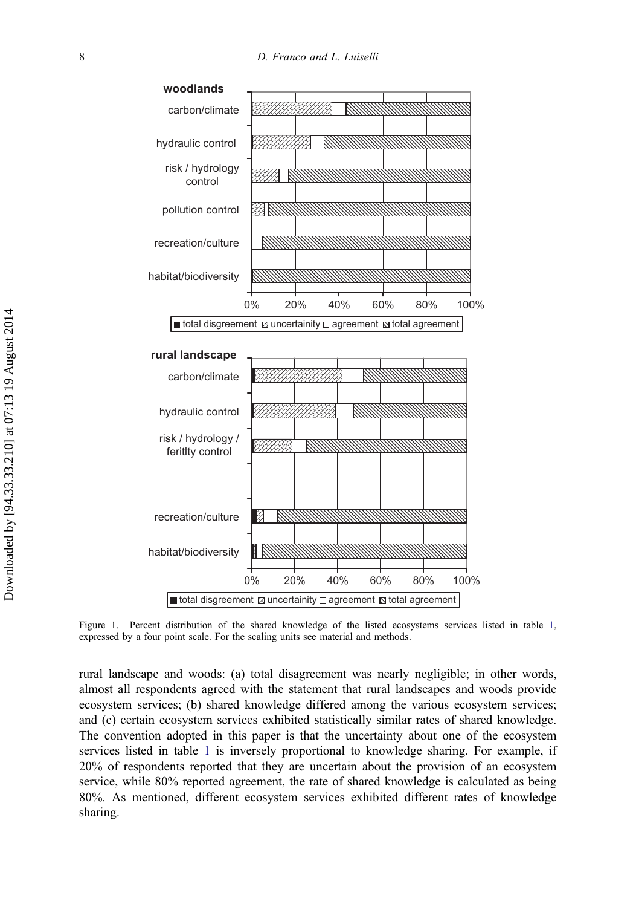Figure 1. Percent distribution of the shared knowledge of the listed ecosystems services listed in table 1, expressed by a four point scale. For the scaling units see material and methods.

rural landscape and woods: (a) total disagreement was nearly negligible; in other words, almost all respondents agreed with the statement that rural landscapes and woods provide ecosystem services; (b) shared knowledge differed among the various ecosystem services; and (c) certain ecosystem services exhibited statistically similar rates of shared knowledge. The convention adopted in this paper is that the uncertainty about one of the ecosystem services listed in table 1 is inversely proportional to knowledge sharing. For example, if 20% of respondents reported that they are uncertain about the provision of an ecosystem service, while 80% reported agreement, the rate of shared knowledge is calculated as being 80%. As mentioned, different ecosystem services exhibited different rates of knowledge sharing.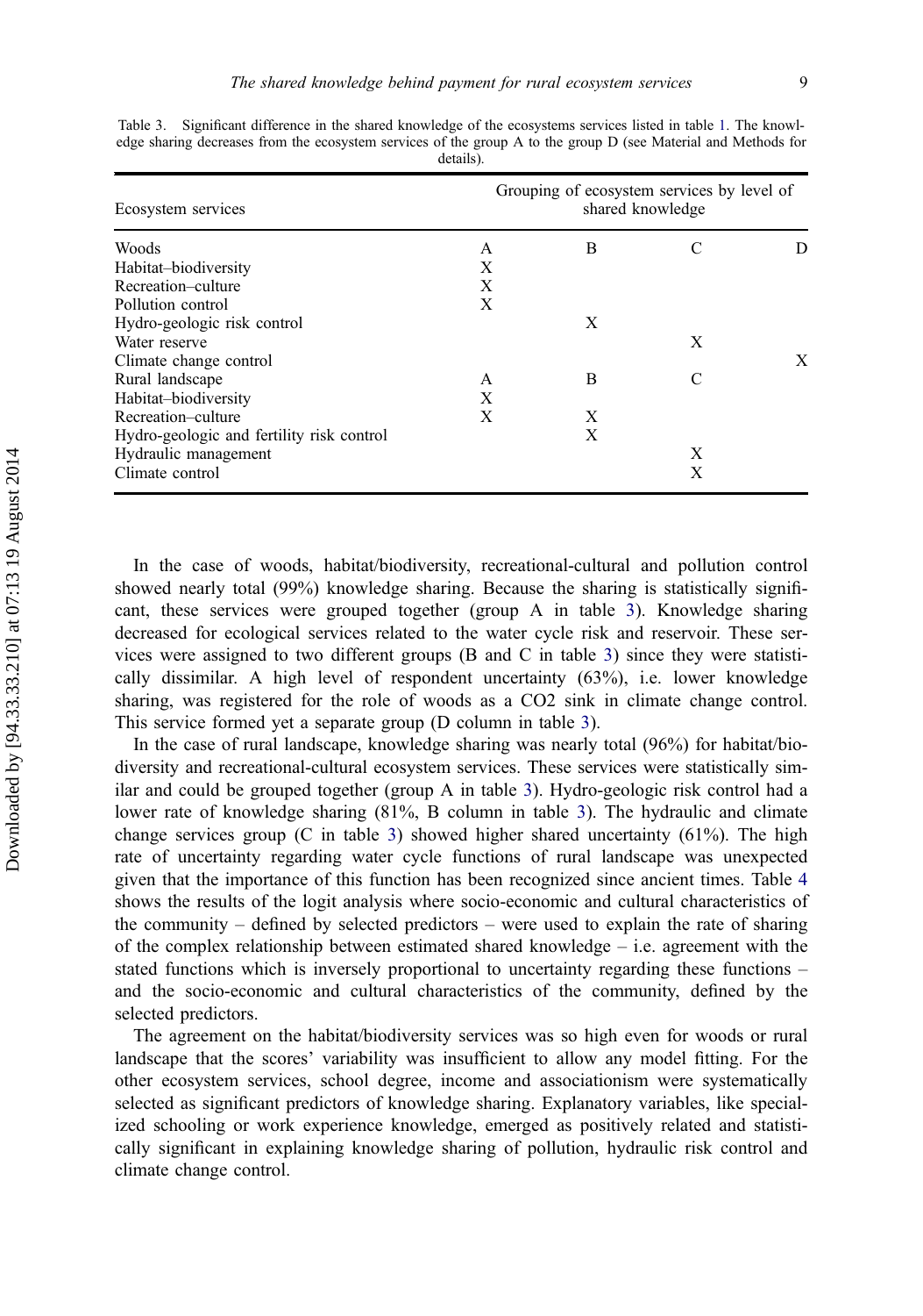Table 3. Significant difference in the shared knowledge of the ecosystems services listed in table 1. The knowledge sharing decreases from the ecosystem services of the group A to the group D (see Material and Methods for details).

| Ecosystem services | Grouping of ecosystem services by level of shared knowledge | | | |
|---|---|---|---|---|
| Woods | A | B | C | D |
| Habitat–biodiversity | X | | | |
| Recreation–culture | X | | | |
| Pollution control | X | | | |
| Hydro-geologic risk control | | X | | |
| Water reserve | | | X | |
| Climate change control | | | | X |
| Rural landscape | A | B | C | |
| Habitat–biodiversity | X | | | |
| Recreation–culture | X | X | | |
| Hydro-geologic and fertility risk control | | X | | |
| Hydraulic management | | | X | |
| Climate control | | | X | |

In the case of woods, habitat/biodiversity, recreational-cultural and pollution control showed nearly total (99%) knowledge sharing. Because the sharing is statistically significant, these services were grouped together (group A in table 3). Knowledge sharing decreased for ecological services related to the water cycle risk and reservoir. These services were assigned to two different groups (B and C in table 3) since they were statistically dissimilar. A high level of respondent uncertainty (63%), i.e. lower knowledge sharing, was registered for the role of woods as a $CO_2$ sink in climate change control. This service formed yet a separate group (D column in table 3).

In the case of rural landscape, knowledge sharing was nearly total (96%) for habitat/biodiversity and recreational-cultural ecosystem services. These services were statistically similar and could be grouped together (group A in table 3). Hydro-geologic risk control had a lower rate of knowledge sharing (81%, B column in table 3). The hydraulic and climate change services group (C in table 3) showed higher shared uncertainty (61%). The high rate of uncertainty regarding water cycle functions of rural landscape was unexpected given that the importance of this function has been recognized since ancient times. Table 4 shows the results of the logit analysis where socio-economic and cultural characteristics of the community – defined by selected predictors – were used to explain the rate of sharing of the complex relationship between estimated shared knowledge – i.e. agreement with the stated functions which is inversely proportional to uncertainty regarding these functions – and the socio-economic and cultural characteristics of the community, defined by the selected predictors.

The agreement on the habitat/biodiversity services was so high even for woods or rural landscape that the scores' variability was insufficient to allow any model fitting. For the other ecosystem services, school degree, income and associationism were systematically selected as significant predictors of knowledge sharing. Explanatory variables, like specialized schooling or work experience knowledge, emerged as positively related and statistically significant in explaining knowledge sharing of pollution, hydraulic risk control and climate change control.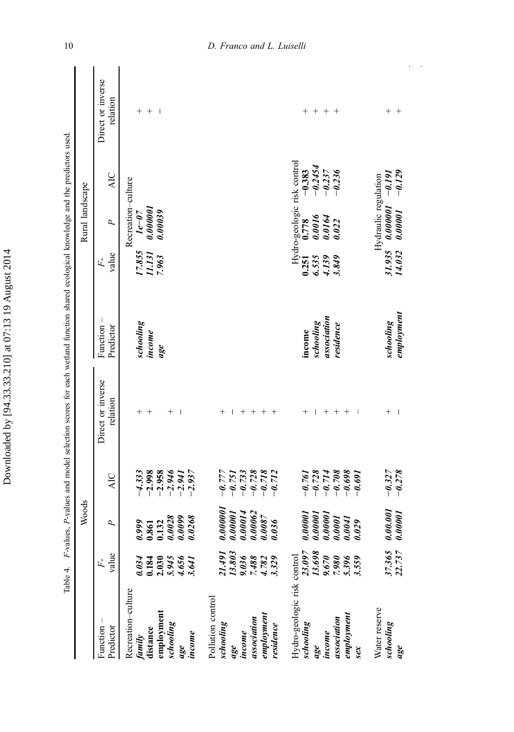Table 4. F-values, P-values and model selection scores for each wetland function shared ecological knowledge and the predictors used.

| Function – Predictor | Woods F-value | Woods P | Woods AIC | Woods Direct or inverse relation | Function – Predictor | Rural landscape F-value | Rural landscape P | Rural landscape AIC | Rural landscape Direct or inverse relation |
|---|---|---|---|---|---|---|---|---|---|
| Recreation–culture | | | | | Recreation–culture | | | | |
| *family* | *0.034* | *0.999* | *−4.333* | + | *schooling* | *17.855* | *1e−07* | | + |
| **distance** | **0.184** | **0.861** | **−2.998** | + | *income* | *11.131* | *0.000001* | | + |
| **employment** | **2.030** | **0.132** | **−2.958** | | *age* | *7.963* | *0.00039* | | − |
| *schooling* | *5.945* | *0.0028* | *−2.946* | + | | | | | |
| *age* | *4.656* | *0.0099* | *−2.941* | − | | | | | |
| *income* | *3.641* | *0.0268* | *−2.937* | | | | | | |
| Pollution control | | | | | | | | | |
| *schooling* | *21.491* | *0.000001* | *−0.777* | + | | | | | |
| *age* | *13.803* | *0.00001* | *−0.751* | − | | | | | |
| *income* | *9.036* | *0.00014* | *−0.733* | + | | | | | |
| *association* | *7.488* | *0.00062* | *−0.728* | + | | | | | |
| *employment* | *4.782* | *0.0087* | *−0.718* | + | | | | | |
| *residence* | *3.329* | *0.036* | *−0.712* | + | | | | | |
| Hydro-geologic risk control | | | | | Hydro-geologic risk control | | | | |
| *schooling* | *23.097* | *0.00001* | *−0.761* | + | **income** | **0.251** | **0.778** | **−0.383** | + |
| *age* | *13.698* | *0.00001* | *−0.728* | − | *schooling* | *6.535* | *0.0016* | *−0.2454* | + |
| *income* | *9.670* | *0.00001* | *−0.714* | + | *association* | *4.139* | *0.0164* | *−0.237* | + |
| *association* | *7.980* | *0.0001* | *−0.708* | + | *residence* | *3.849* | *0.022* | *−0.236* | + |
| *employment* | *5.396* | *0.0041* | *−0.698* | + | | | | | |
| *sex* | *3.559* | *0.029* | *−0.691* | − | | | | | |
| Water reserve | | | | | Hydraulic regulation | | | | |
| *schooling* | *37.365* | *0.00.001* | *−0.327* | + | *schooling* | *31.935* | *0.000001* | *−0.191* | + |
| *age* | *22.737* | *0.00001* | *−0.278* | − | *employment* | *14.032* | *0.00001* | *−0.129* | + |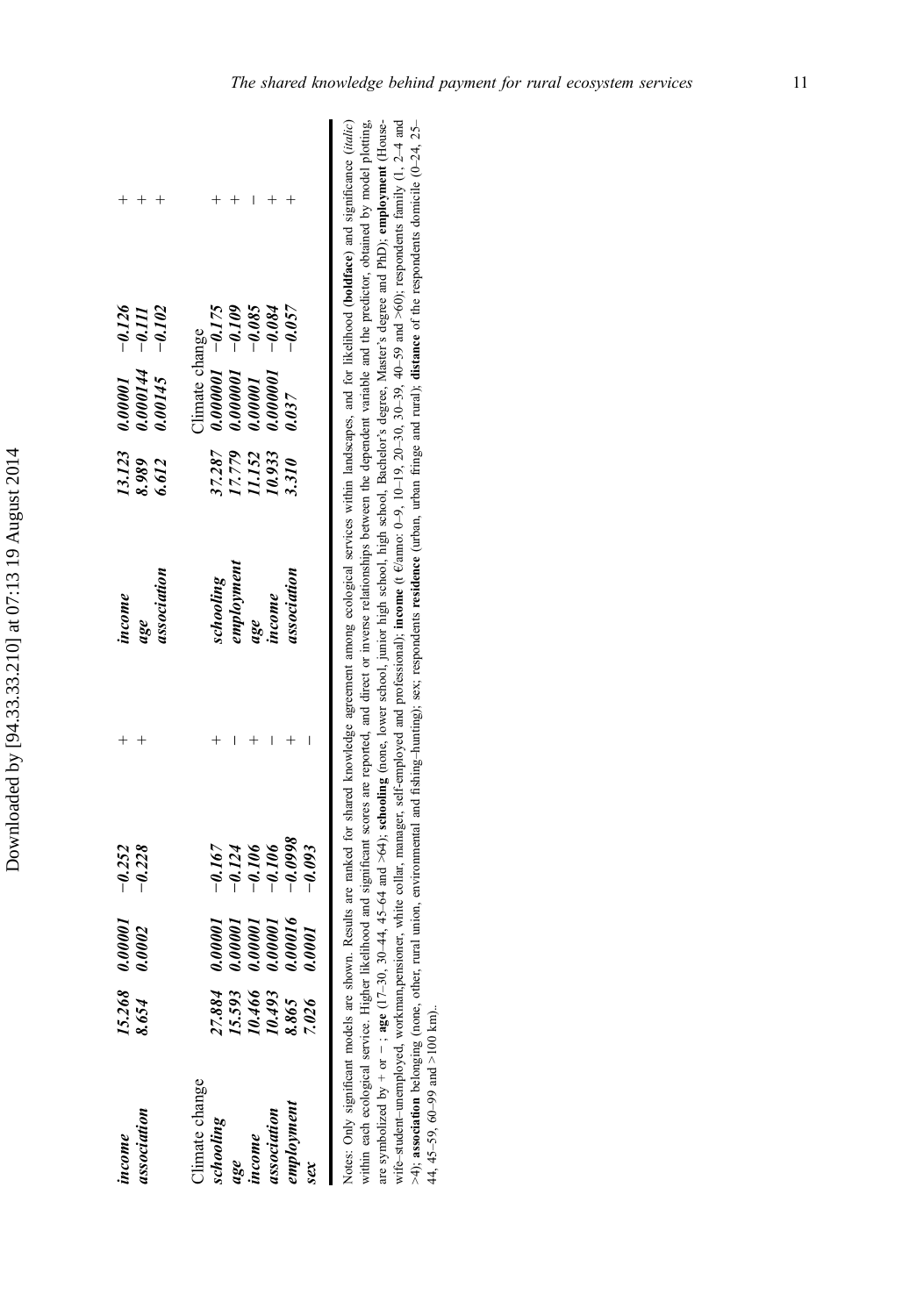| | | | | | | | | |
|---|---|---|---|---|---|---|---|---|
| ***income*** | ***15.268*** | ***0.00001*** | ***−0.252*** | + | ***income*** | ***13.123*** | ***0.00001*** | ***−0.126*** | + |
| ***association*** | ***8.654*** | ***0.0002*** | ***−0.228*** | + | ***age*** | ***8.989*** | ***0.000144*** | ***−0.111*** | + |
| | | | | | ***association*** | ***6.612*** | ***0.00145*** | ***−0.102*** | + |
| Climate change | | | | | Climate change | | | | |
| ***schooling*** | ***27.884*** | ***0.00001*** | ***−0.167*** | + | ***schooling*** | ***37.287*** | ***0.000001*** | ***−0.175*** | + |
| ***age*** | ***15.593*** | ***0.00001*** | ***−0.124*** | − | ***employment*** | ***17.779*** | ***0.000001*** | ***−0.109*** | + |
| ***income*** | ***10.466*** | ***0.00001*** | ***−0.106*** | + | ***age*** | ***11.152*** | ***0.00001*** | ***−0.085*** | − |
| ***association*** | ***10.493*** | ***0.00001*** | ***−0.106*** | − | ***income*** | ***10.933*** | ***0.000001*** | ***−0.084*** | + |
| ***employment*** | ***8.865*** | ***0.00016*** | ***−0.0998*** | + | ***association*** | ***3.310*** | ***0.037*** | ***−0.057*** | + |
| ***sex*** | ***7.026*** | ***0.0001*** | ***−0.093*** | − | | | | | |

Notes: Only significant models are shown. Results are ranked for shared knowledge agreement among ecological services within landscapes, and for likelihood (**boldface**) and significance (*italic*) within each ecological service. Higher likelihood and significant scores are reported, and direct or inverse relationships between the dependent variable and the predictor, obtained by model plotting, are symbolized by + or − ; **age** (17–30, 30–44, 45–64 and >64); **schooling** (none, lower school, junior high school, high school, Bachelor's degree, Master's degree and PhD); **employment** (House-wife–student–unemployed, workman,pensioner, white collar, manager, self-employed and professional); **income** (t €/anno: 0–9, 10–19, 20–30, 30–39, 40–59 and >60); respondents family (1, 2–4 and >4); **association** belonging (none, other, rural union, environmental and fishing–hunting); sex; respondents **residence** (urban, urban fringe and rural); **distance** of the respondents domicile (0–24, 25–44, 45–59, 60–99 and >100 km).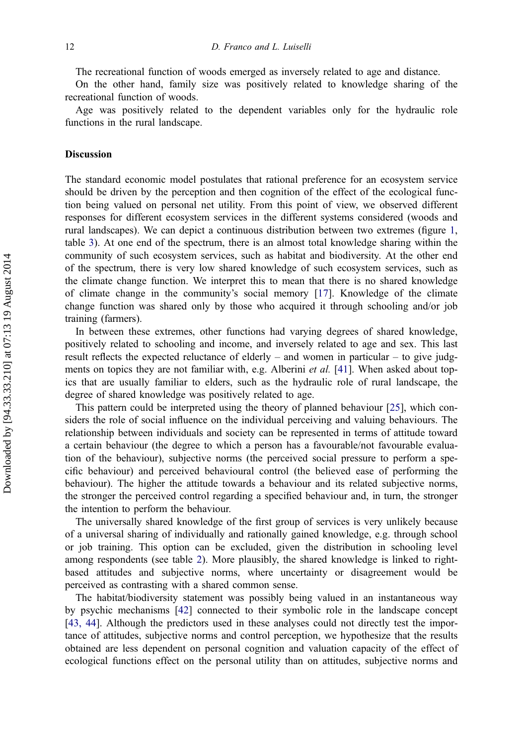The recreational function of woods emerged as inversely related to age and distance.

On the other hand, family size was positively related to knowledge sharing of the recreational function of woods.

Age was positively related to the dependent variables only for the hydraulic role functions in the rural landscape.

## Discussion

The standard economic model postulates that rational preference for an ecosystem service should be driven by the perception and then cognition of the effect of the ecological function being valued on personal net utility. From this point of view, we observed different responses for different ecosystem services in the different systems considered (woods and rural landscapes). We can depict a continuous distribution between two extremes (figure 1, table 3). At one end of the spectrum, there is an almost total knowledge sharing within the community of such ecosystem services, such as habitat and biodiversity. At the other end of the spectrum, there is very low shared knowledge of such ecosystem services, such as the climate change function. We interpret this to mean that there is no shared knowledge of climate change in the community's social memory [17]. Knowledge of the climate change function was shared only by those who acquired it through schooling and/or job training (farmers).

In between these extremes, other functions had varying degrees of shared knowledge, positively related to schooling and income, and inversely related to age and sex. This last result reflects the expected reluctance of elderly – and women in particular – to give judgments on topics they are not familiar with, e.g. Alberini *et al.* [41]. When asked about topics that are usually familiar to elders, such as the hydraulic role of rural landscape, the degree of shared knowledge was positively related to age.

This pattern could be interpreted using the theory of planned behaviour [25], which considers the role of social influence on the individual perceiving and valuing behaviours. The relationship between individuals and society can be represented in terms of attitude toward a certain behaviour (the degree to which a person has a favourable/not favourable evaluation of the behaviour), subjective norms (the perceived social pressure to perform a specific behaviour) and perceived behavioural control (the believed ease of performing the behaviour). The higher the attitude towards a behaviour and its related subjective norms, the stronger the perceived control regarding a specified behaviour and, in turn, the stronger the intention to perform the behaviour.

The universally shared knowledge of the first group of services is very unlikely because of a universal sharing of individually and rationally gained knowledge, e.g. through school or job training. This option can be excluded, given the distribution in schooling level among respondents (see table 2). More plausibly, the shared knowledge is linked to right-based attitudes and subjective norms, where uncertainty or disagreement would be perceived as contrasting with a shared common sense.

The habitat/biodiversity statement was possibly being valued in an instantaneous way by psychic mechanisms [42] connected to their symbolic role in the landscape concept [43, 44]. Although the predictors used in these analyses could not directly test the importance of attitudes, subjective norms and control perception, we hypothesize that the results obtained are less dependent on personal cognition and valuation capacity of the effect of ecological functions effect on the personal utility than on attitudes, subjective norms and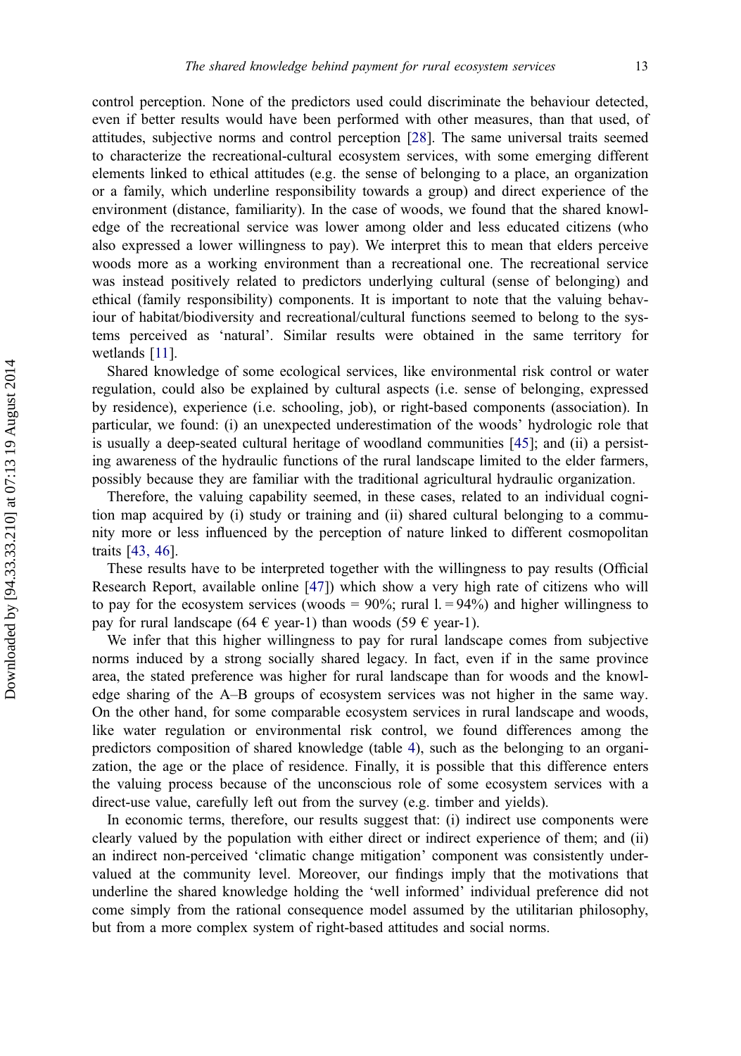control perception. None of the predictors used could discriminate the behaviour detected, even if better results would have been performed with other measures, than that used, of attitudes, subjective norms and control perception [28]. The same universal traits seemed to characterize the recreational-cultural ecosystem services, with some emerging different elements linked to ethical attitudes (e.g. the sense of belonging to a place, an organization or a family, which underline responsibility towards a group) and direct experience of the environment (distance, familiarity). In the case of woods, we found that the shared knowledge of the recreational service was lower among older and less educated citizens (who also expressed a lower willingness to pay). We interpret this to mean that elders perceive woods more as a working environment than a recreational one. The recreational service was instead positively related to predictors underlying cultural (sense of belonging) and ethical (family responsibility) components. It is important to note that the valuing behaviour of habitat/biodiversity and recreational/cultural functions seemed to belong to the systems perceived as 'natural'. Similar results were obtained in the same territory for wetlands [11].

Shared knowledge of some ecological services, like environmental risk control or water regulation, could also be explained by cultural aspects (i.e. sense of belonging, expressed by residence), experience (i.e. schooling, job), or right-based components (association). In particular, we found: (i) an unexpected underestimation of the woods' hydrologic role that is usually a deep-seated cultural heritage of woodland communities [45]; and (ii) a persisting awareness of the hydraulic functions of the rural landscape limited to the elder farmers, possibly because they are familiar with the traditional agricultural hydraulic organization.

Therefore, the valuing capability seemed, in these cases, related to an individual cognition map acquired by (i) study or training and (ii) shared cultural belonging to a community more or less influenced by the perception of nature linked to different cosmopolitan traits [43, 46].

These results have to be interpreted together with the willingness to pay results (Official Research Report, available online [47]) which show a very high rate of citizens who will to pay for the ecosystem services (woods = 90%; rural l. = 94%) and higher willingness to pay for rural landscape (64 € year-1) than woods (59 € year-1).

We infer that this higher willingness to pay for rural landscape comes from subjective norms induced by a strong socially shared legacy. In fact, even if in the same province area, the stated preference was higher for rural landscape than for woods and the knowledge sharing of the A–B groups of ecosystem services was not higher in the same way. On the other hand, for some comparable ecosystem services in rural landscape and woods, like water regulation or environmental risk control, we found differences among the predictors composition of shared knowledge (table 4), such as the belonging to an organization, the age or the place of residence. Finally, it is possible that this difference enters the valuing process because of the unconscious role of some ecosystem services with a direct-use value, carefully left out from the survey (e.g. timber and yields).

In economic terms, therefore, our results suggest that: (i) indirect use components were clearly valued by the population with either direct or indirect experience of them; and (ii) an indirect non-perceived 'climatic change mitigation' component was consistently undervalued at the community level. Moreover, our findings imply that the motivations that underline the shared knowledge holding the 'well informed' individual preference did not come simply from the rational consequence model assumed by the utilitarian philosophy, but from a more complex system of right-based attitudes and social norms.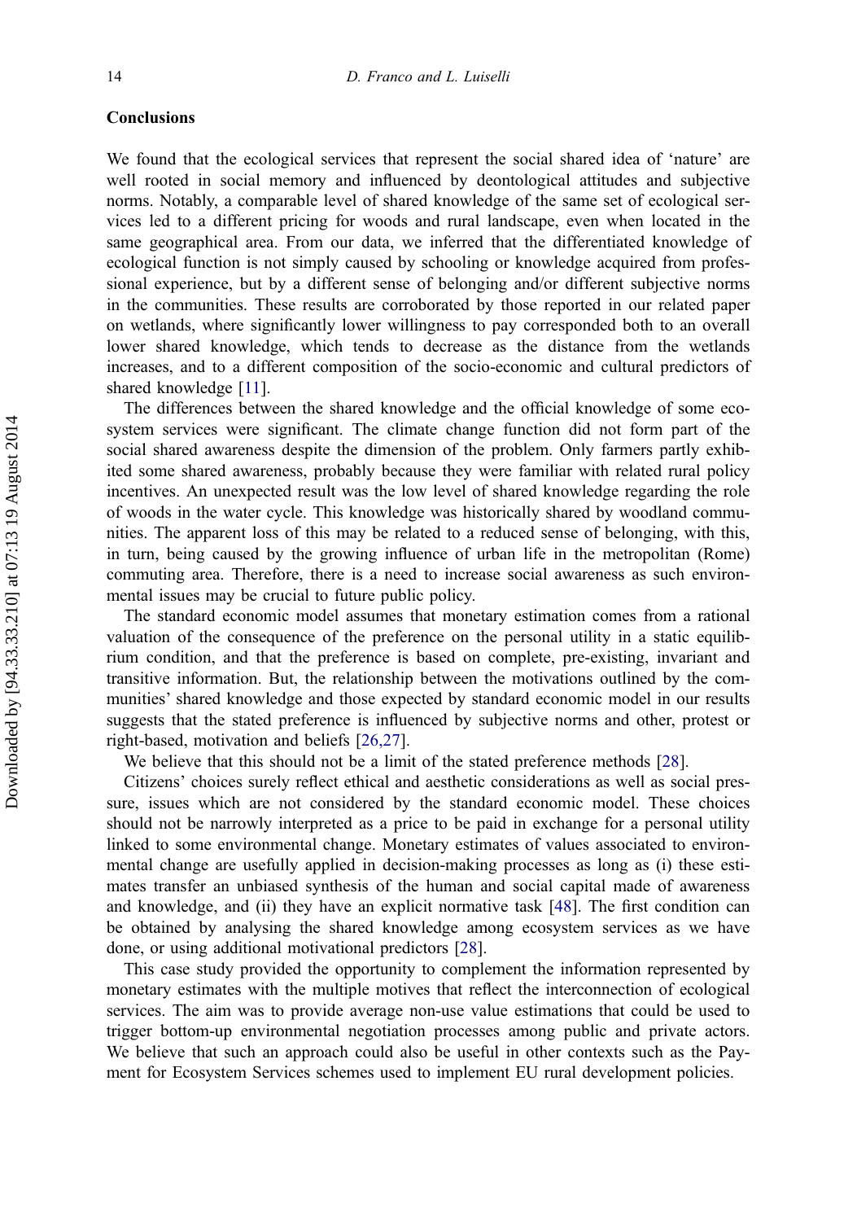## Conclusions

We found that the ecological services that represent the social shared idea of 'nature' are well rooted in social memory and influenced by deontological attitudes and subjective norms. Notably, a comparable level of shared knowledge of the same set of ecological services led to a different pricing for woods and rural landscape, even when located in the same geographical area. From our data, we inferred that the differentiated knowledge of ecological function is not simply caused by schooling or knowledge acquired from professional experience, but by a different sense of belonging and/or different subjective norms in the communities. These results are corroborated by those reported in our related paper on wetlands, where significantly lower willingness to pay corresponded both to an overall lower shared knowledge, which tends to decrease as the distance from the wetlands increases, and to a different composition of the socio-economic and cultural predictors of shared knowledge [11].

The differences between the shared knowledge and the official knowledge of some ecosystem services were significant. The climate change function did not form part of the social shared awareness despite the dimension of the problem. Only farmers partly exhibited some shared awareness, probably because they were familiar with related rural policy incentives. An unexpected result was the low level of shared knowledge regarding the role of woods in the water cycle. This knowledge was historically shared by woodland communities. The apparent loss of this may be related to a reduced sense of belonging, with this, in turn, being caused by the growing influence of urban life in the metropolitan (Rome) commuting area. Therefore, there is a need to increase social awareness as such environmental issues may be crucial to future public policy.

The standard economic model assumes that monetary estimation comes from a rational valuation of the consequence of the preference on the personal utility in a static equilibrium condition, and that the preference is based on complete, pre-existing, invariant and transitive information. But, the relationship between the motivations outlined by the communities' shared knowledge and those expected by standard economic model in our results suggests that the stated preference is influenced by subjective norms and other, protest or right-based, motivation and beliefs [26,27].

We believe that this should not be a limit of the stated preference methods [28].

Citizens' choices surely reflect ethical and aesthetic considerations as well as social pressure, issues which are not considered by the standard economic model. These choices should not be narrowly interpreted as a price to be paid in exchange for a personal utility linked to some environmental change. Monetary estimates of values associated to environmental change are usefully applied in decision-making processes as long as (i) these estimates transfer an unbiased synthesis of the human and social capital made of awareness and knowledge, and (ii) they have an explicit normative task [48]. The first condition can be obtained by analysing the shared knowledge among ecosystem services as we have done, or using additional motivational predictors [28].

This case study provided the opportunity to complement the information represented by monetary estimates with the multiple motives that reflect the interconnection of ecological services. The aim was to provide average non-use value estimations that could be used to trigger bottom-up environmental negotiation processes among public and private actors. We believe that such an approach could also be useful in other contexts such as the Payment for Ecosystem Services schemes used to implement EU rural development policies.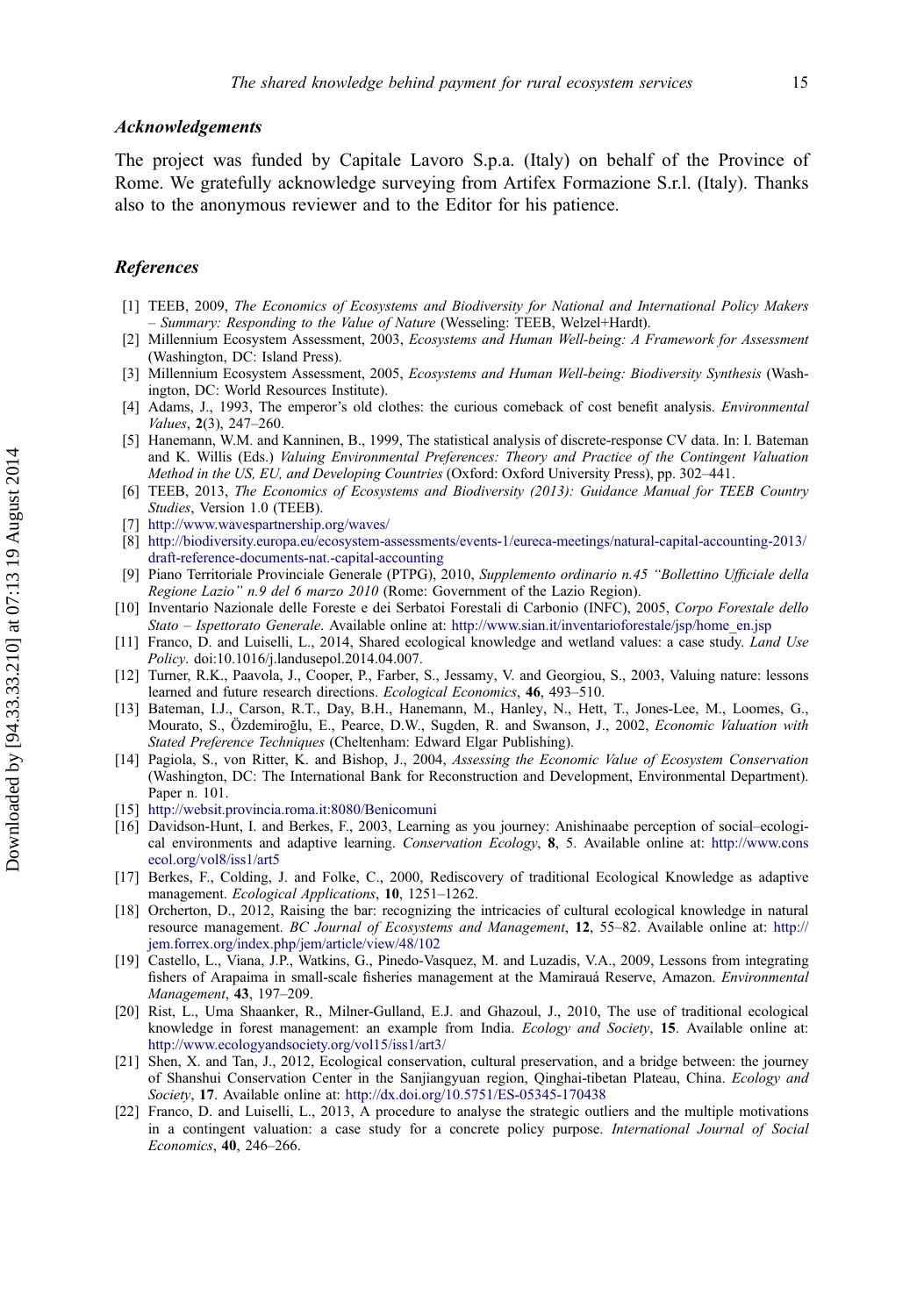### Acknowledgements

The project was funded by Capitale Lavoro S.p.a. (Italy) on behalf of the Province of Rome. We gratefully acknowledge surveying from Artifex Formazione S.r.l. (Italy). Thanks also to the anonymous reviewer and to the Editor for his patience.

### References

[1] TEEB, 2009, *The Economics of Ecosystems and Biodiversity for National and International Policy Makers – Summary: Responding to the Value of Nature* (Wesseling: TEEB, Welzel+Hardt).

[2] Millennium Ecosystem Assessment, 2003, *Ecosystems and Human Well-being: A Framework for Assessment* (Washington, DC: Island Press).

[3] Millennium Ecosystem Assessment, 2005, *Ecosystems and Human Well-being: Biodiversity Synthesis* (Washington, DC: World Resources Institute).

[4] Adams, J., 1993, The emperor's old clothes: the curious comeback of cost benefit analysis. *Environmental Values*, **2**(3), 247–260.

[5] Hanemann, W.M. and Kanninen, B., 1999, The statistical analysis of discrete-response CV data. In: I. Bateman and K. Willis (Eds.) *Valuing Environmental Preferences: Theory and Practice of the Contingent Valuation Method in the US, EU, and Developing Countries* (Oxford: Oxford University Press), pp. 302–441.

[6] TEEB, 2013, *The Economics of Ecosystems and Biodiversity (2013): Guidance Manual for TEEB Country Studies*, Version 1.0 (TEEB).

[7] http://www.wavespartnership.org/waves/

[8] http://biodiversity.europa.eu/ecosystem-assessments/events-1/eureca-meetings/natural-capital-accounting-2013/draft-reference-documents-nat.-capital-accounting

[9] Piano Territoriale Provinciale Generale (PTPG), 2010, *Supplemento ordinario n.45 "Bollettino Ufficiale della Regione Lazio" n.9 del 6 marzo 2010* (Rome: Government of the Lazio Region).

[10] Inventario Nazionale delle Foreste e dei Serbatoi Forestali di Carbonio (INFC), 2005, *Corpo Forestale dello Stato – Ispettorato Generale*. Available online at: http://www.sian.it/inventarioforestale/jsp/home_en.jsp

[11] Franco, D. and Luiselli, L., 2014, Shared ecological knowledge and wetland values: a case study. *Land Use Policy*. doi:10.1016/j.landusepol.2014.04.007.

[12] Turner, R.K., Paavola, J., Cooper, P., Farber, S., Jessamy, V. and Georgiou, S., 2003, Valuing nature: lessons learned and future research directions. *Ecological Economics*, **46**, 493–510.

[13] Bateman, I.J., Carson, R.T., Day, B.H., Hanemann, M., Hanley, N., Hett, T., Jones-Lee, M., Loomes, G., Mourato, S., Özdemiroğlu, E., Pearce, D.W., Sugden, R. and Swanson, J., 2002, *Economic Valuation with Stated Preference Techniques* (Cheltenham: Edward Elgar Publishing).

[14] Pagiola, S., von Ritter, K. and Bishop, J., 2004, *Assessing the Economic Value of Ecosystem Conservation* (Washington, DC: The International Bank for Reconstruction and Development, Environmental Department). Paper n. 101.

[15] http://websit.provincia.roma.it:8080/Benicomuni

[16] Davidson-Hunt, I. and Berkes, F., 2003, Learning as you journey: Anishinaabe perception of social–ecological environments and adaptive learning. *Conservation Ecology*, **8**, 5. Available online at: http://www.consecol.org/vol8/iss1/art5

[17] Berkes, F., Colding, J. and Folke, C., 2000, Rediscovery of traditional Ecological Knowledge as adaptive management. *Ecological Applications*, **10**, 1251–1262.

[18] Orcherton, D., 2012, Raising the bar: recognizing the intricacies of cultural ecological knowledge in natural resource management. *BC Journal of Ecosystems and Management*, **12**, 55–82. Available online at: http://jem.forrex.org/index.php/jem/article/view/48/102

[19] Castello, L., Viana, J.P., Watkins, G., Pinedo-Vasquez, M. and Luzadis, V.A., 2009, Lessons from integrating fishers of Arapaima in small-scale fisheries management at the Mamirauá Reserve, Amazon. *Environmental Management*, **43**, 197–209.

[20] Rist, L., Uma Shaanker, R., Milner-Gulland, E.J. and Ghazoul, J., 2010, The use of traditional ecological knowledge in forest management: an example from India. *Ecology and Society*, **15**. Available online at: http://www.ecologyandsociety.org/vol15/iss1/art3/

[21] Shen, X. and Tan, J., 2012, Ecological conservation, cultural preservation, and a bridge between: the journey of Shanshui Conservation Center in the Sanjiangyuan region, Qinghai-tibetan Plateau, China. *Ecology and Society*, **17**. Available online at: http://dx.doi.org/10.5751/ES-05345-170438

[22] Franco, D. and Luiselli, L., 2013, A procedure to analyse the strategic outliers and the multiple motivations in a contingent valuation: a case study for a concrete policy purpose. *International Journal of Social Economics*, **40**, 246–266.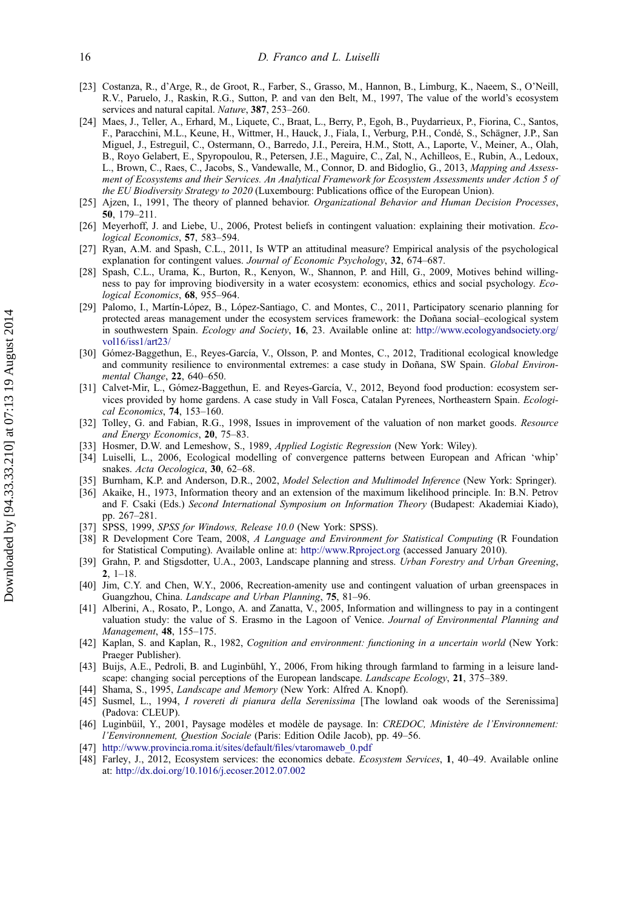[23] Costanza, R., d'Arge, R., de Groot, R., Farber, S., Grasso, M., Hannon, B., Limburg, K., Naeem, S., O'Neill, R.V., Paruelo, J., Raskin, R.G., Sutton, P. and van den Belt, M., 1997, The value of the world's ecosystem services and natural capital. *Nature*, **387**, 253–260.

[24] Maes, J., Teller, A., Erhard, M., Liquete, C., Braat, L., Berry, P., Egoh, B., Puydarrieux, P., Fiorina, C., Santos, F., Paracchini, M.L., Keune, H., Wittmer, H., Hauck, J., Fiala, I., Verburg, P.H., Condé, S., Schägner, J.P., San Miguel, J., Estreguil, C., Ostermann, O., Barredo, J.I., Pereira, H.M., Stott, A., Laporte, V., Meiner, A., Olah, B., Royo Gelabert, E., Spyropoulou, R., Petersen, J.E., Maguire, C., Zal, N., Achilleos, E., Rubin, A., Ledoux, L., Brown, C., Raes, C., Jacobs, S., Vandewalle, M., Connor, D. and Bidoglio, G., 2013, *Mapping and Assessment of Ecosystems and their Services. An Analytical Framework for Ecosystem Assessments under Action 5 of the EU Biodiversity Strategy to 2020* (Luxembourg: Publications office of the European Union).

[25] Ajzen, I., 1991, The theory of planned behavior. *Organizational Behavior and Human Decision Processes*, **50**, 179–211.

[26] Meyerhoff, J. and Liebe, U., 2006, Protest beliefs in contingent valuation: explaining their motivation. *Ecological Economics*, **57**, 583–594.

[27] Ryan, A.M. and Spash, C.L., 2011, Is WTP an attitudinal measure? Empirical analysis of the psychological explanation for contingent values. *Journal of Economic Psychology*, **32**, 674–687.

[28] Spash, C.L., Urama, K., Burton, R., Kenyon, W., Shannon, P. and Hill, G., 2009, Motives behind willingness to pay for improving biodiversity in a water ecosystem: economics, ethics and social psychology. *Ecological Economics*, **68**, 955–964.

[29] Palomo, I., Martín-López, B., López-Santiago, C. and Montes, C., 2011, Participatory scenario planning for protected areas management under the ecosystem services framework: the Doñana social–ecological system in southwestern Spain. *Ecology and Society*, **16**, 23. Available online at: http://www.ecologyandsociety.org/vol16/iss1/art23/

[30] Gómez-Baggethun, E., Reyes-García, V., Olsson, P. and Montes, C., 2012, Traditional ecological knowledge and community resilience to environmental extremes: a case study in Doñana, SW Spain. *Global Environmental Change*, **22**, 640–650.

[31] Calvet-Mir, L., Gómez-Baggethun, E. and Reyes-García, V., 2012, Beyond food production: ecosystem services provided by home gardens. A case study in Vall Fosca, Catalan Pyrenees, Northeastern Spain. *Ecological Economics*, **74**, 153–160.

[32] Tolley, G. and Fabian, R.G., 1998, Issues in improvement of the valuation of non market goods. *Resource and Energy Economics*, **20**, 75–83.

[33] Hosmer, D.W. and Lemeshow, S., 1989, *Applied Logistic Regression* (New York: Wiley).

[34] Luiselli, L., 2006, Ecological modelling of convergence patterns between European and African 'whip' snakes. *Acta Oecologica*, **30**, 62–68.

[35] Burnham, K.P. and Anderson, D.R., 2002, *Model Selection and Multimodel Inference* (New York: Springer).

[36] Akaike, H., 1973, Information theory and an extension of the maximum likelihood principle. In: B.N. Petrov and F. Csaki (Eds.) *Second International Symposium on Information Theory* (Budapest: Akademiai Kiado), pp. 267–281.

[37] SPSS, 1999, *SPSS for Windows, Release 10.0* (New York: SPSS).

[38] R Development Core Team, 2008, *A Language and Environment for Statistical Computing* (R Foundation for Statistical Computing). Available online at: http://www.Rproject.org (accessed January 2010).

[39] Grahn, P. and Stigsdotter, U.A., 2003, Landscape planning and stress. *Urban Forestry and Urban Greening*, **2**, 1–18.

[40] Jim, C.Y. and Chen, W.Y., 2006, Recreation-amenity use and contingent valuation of urban greenspaces in Guangzhou, China. *Landscape and Urban Planning*, **75**, 81–96.

[41] Alberini, A., Rosato, P., Longo, A. and Zanatta, V., 2005, Information and willingness to pay in a contingent valuation study: the value of S. Erasmo in the Lagoon of Venice. *Journal of Environmental Planning and Management*, **48**, 155–175.

[42] Kaplan, S. and Kaplan, R., 1982, *Cognition and environment: functioning in a uncertain world* (New York: Praeger Publisher).

[43] Buijs, A.E., Pedroli, B. and Luginbühl, Y., 2006, From hiking through farmland to farming in a leisure landscape: changing social perceptions of the European landscape. *Landscape Ecology*, **21**, 375–389.

[44] Shama, S., 1995, *Landscape and Memory* (New York: Alfred A. Knopf).

[45] Susmel, L., 1994, *I rovereti di pianura della Serenissima* [The lowland oak woods of the Serenissima] (Padova: CLEUP).

[46] Luginbüil, Y., 2001, Paysage modèles et modèle de paysage. In: *CREDOC, Ministère de l'Environnement: l'Eenvironnement, Question Sociale* (Paris: Edition Odile Jacob), pp. 49–56.

[47] http://www.provincia.roma.it/sites/default/files/vtaromaweb_0.pdf

[48] Farley, J., 2012, Ecosystem services: the economics debate. *Ecosystem Services*, **1**, 40–49. Available online at: http://dx.doi.org/10.1016/j.ecoser.2012.07.002